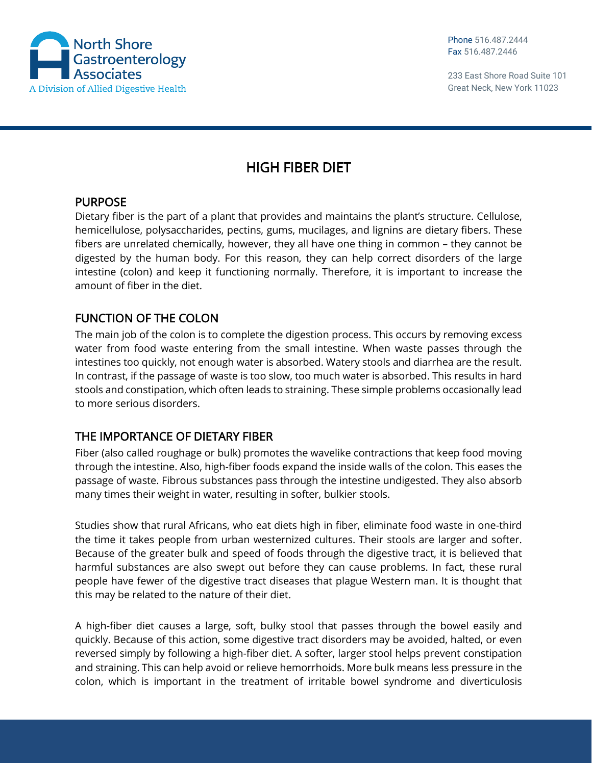North Shore Gastroenterology Associates
A Division of Allied Digestive Health

Phone 516.487.2444
Fax 516.487.2446

233 East Shore Road Suite 101
Great Neck, New York 11023

# HIGH FIBER DIET

## PURPOSE

Dietary fiber is the part of a plant that provides and maintains the plant's structure. Cellulose, hemicellulose, polysaccharides, pectins, gums, mucilages, and lignins are dietary fibers. These fibers are unrelated chemically, however, they all have one thing in common – they cannot be digested by the human body. For this reason, they can help correct disorders of the large intestine (colon) and keep it functioning normally. Therefore, it is important to increase the amount of fiber in the diet.

## FUNCTION OF THE COLON

The main job of the colon is to complete the digestion process. This occurs by removing excess water from food waste entering from the small intestine. When waste passes through the intestines too quickly, not enough water is absorbed. Watery stools and diarrhea are the result. In contrast, if the passage of waste is too slow, too much water is absorbed. This results in hard stools and constipation, which often leads to straining. These simple problems occasionally lead to more serious disorders.

## THE IMPORTANCE OF DIETARY FIBER

Fiber (also called roughage or bulk) promotes the wavelike contractions that keep food moving through the intestine. Also, high-fiber foods expand the inside walls of the colon. This eases the passage of waste. Fibrous substances pass through the intestine undigested. They also absorb many times their weight in water, resulting in softer, bulkier stools.

Studies show that rural Africans, who eat diets high in fiber, eliminate food waste in one-third the time it takes people from urban westernized cultures. Their stools are larger and softer. Because of the greater bulk and speed of foods through the digestive tract, it is believed that harmful substances are also swept out before they can cause problems. In fact, these rural people have fewer of the digestive tract diseases that plague Western man. It is thought that this may be related to the nature of their diet.

A high-fiber diet causes a large, soft, bulky stool that passes through the bowel easily and quickly. Because of this action, some digestive tract disorders may be avoided, halted, or even reversed simply by following a high-fiber diet. A softer, larger stool helps prevent constipation and straining. This can help avoid or relieve hemorrhoids. More bulk means less pressure in the colon, which is important in the treatment of irritable bowel syndrome and diverticulosis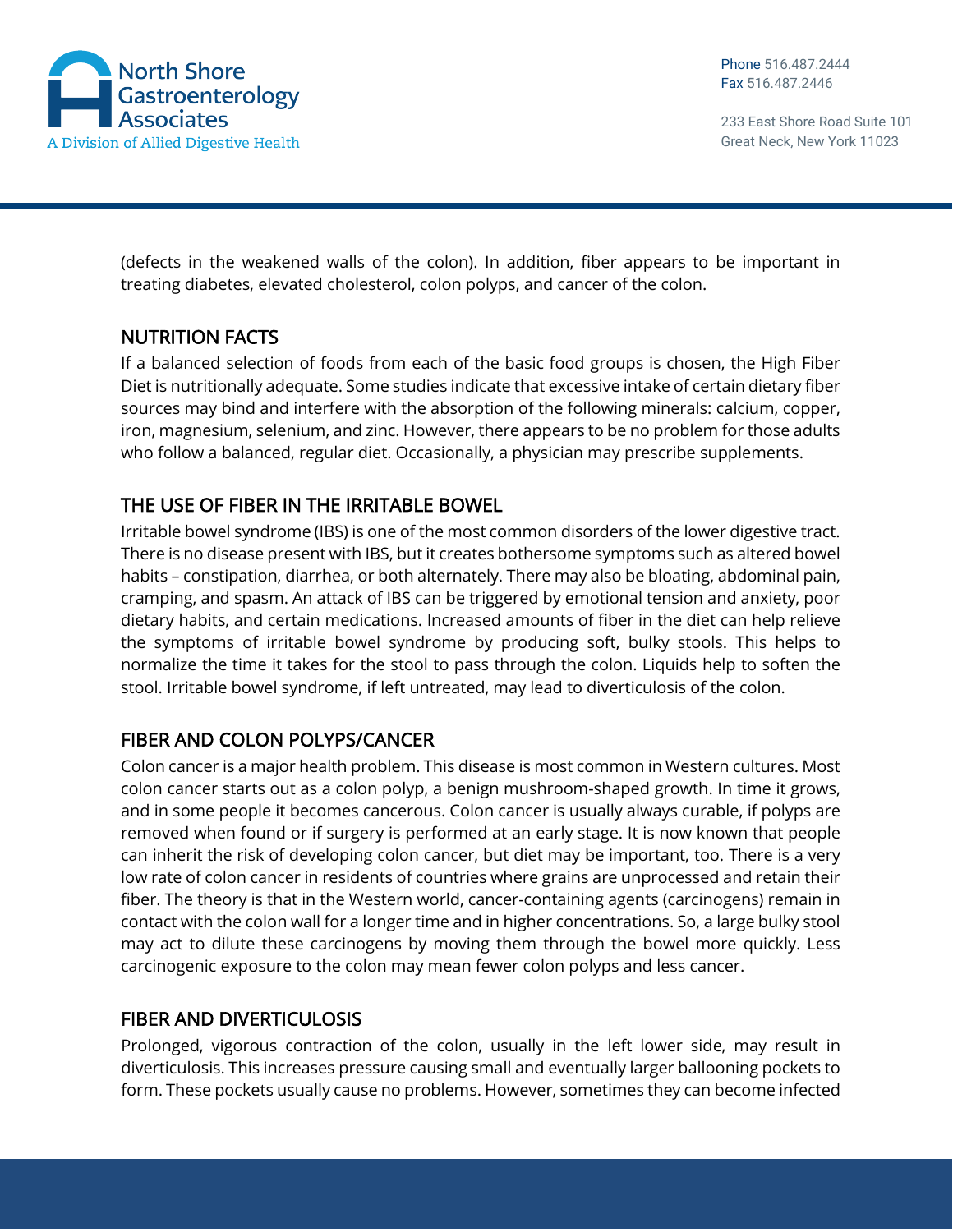(defects in the weakened walls of the colon). In addition, fiber appears to be important in treating diabetes, elevated cholesterol, colon polyps, and cancer of the colon.

## NUTRITION FACTS

If a balanced selection of foods from each of the basic food groups is chosen, the High Fiber Diet is nutritionally adequate. Some studies indicate that excessive intake of certain dietary fiber sources may bind and interfere with the absorption of the following minerals: calcium, copper, iron, magnesium, selenium, and zinc. However, there appears to be no problem for those adults who follow a balanced, regular diet. Occasionally, a physician may prescribe supplements.

## THE USE OF FIBER IN THE IRRITABLE BOWEL

Irritable bowel syndrome (IBS) is one of the most common disorders of the lower digestive tract. There is no disease present with IBS, but it creates bothersome symptoms such as altered bowel habits – constipation, diarrhea, or both alternately. There may also be bloating, abdominal pain, cramping, and spasm. An attack of IBS can be triggered by emotional tension and anxiety, poor dietary habits, and certain medications. Increased amounts of fiber in the diet can help relieve the symptoms of irritable bowel syndrome by producing soft, bulky stools. This helps to normalize the time it takes for the stool to pass through the colon. Liquids help to soften the stool. Irritable bowel syndrome, if left untreated, may lead to diverticulosis of the colon.

## FIBER AND COLON POLYPS/CANCER

Colon cancer is a major health problem. This disease is most common in Western cultures. Most colon cancer starts out as a colon polyp, a benign mushroom-shaped growth. In time it grows, and in some people it becomes cancerous. Colon cancer is usually always curable, if polyps are removed when found or if surgery is performed at an early stage. It is now known that people can inherit the risk of developing colon cancer, but diet may be important, too. There is a very low rate of colon cancer in residents of countries where grains are unprocessed and retain their fiber. The theory is that in the Western world, cancer-containing agents (carcinogens) remain in contact with the colon wall for a longer time and in higher concentrations. So, a large bulky stool may act to dilute these carcinogens by moving them through the bowel more quickly. Less carcinogenic exposure to the colon may mean fewer colon polyps and less cancer.

## FIBER AND DIVERTICULOSIS

Prolonged, vigorous contraction of the colon, usually in the left lower side, may result in diverticulosis. This increases pressure causing small and eventually larger ballooning pockets to form. These pockets usually cause no problems. However, sometimes they can become infected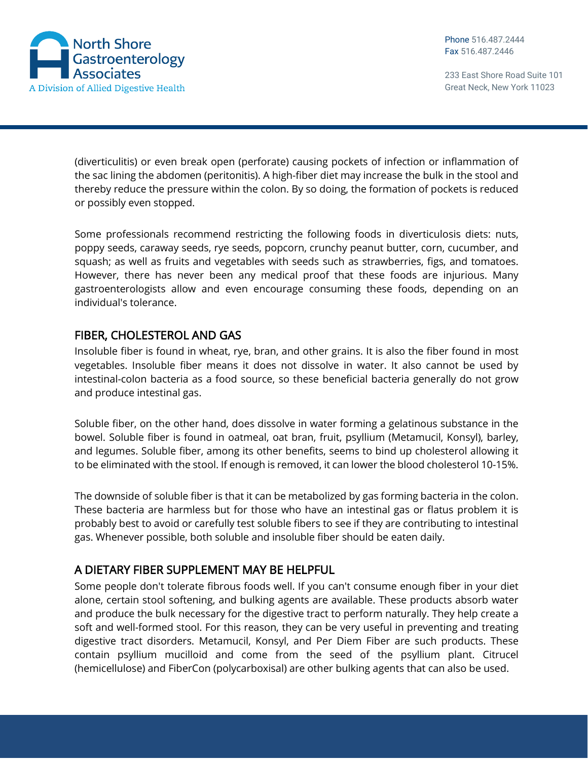(diverticulitis) or even break open (perforate) causing pockets of infection or inflammation of the sac lining the abdomen (peritonitis). A high-fiber diet may increase the bulk in the stool and thereby reduce the pressure within the colon. By so doing, the formation of pockets is reduced or possibly even stopped.

Some professionals recommend restricting the following foods in diverticulosis diets: nuts, poppy seeds, caraway seeds, rye seeds, popcorn, crunchy peanut butter, corn, cucumber, and squash; as well as fruits and vegetables with seeds such as strawberries, figs, and tomatoes. However, there has never been any medical proof that these foods are injurious. Many gastroenterologists allow and even encourage consuming these foods, depending on an individual's tolerance.

## FIBER, CHOLESTEROL AND GAS

Insoluble fiber is found in wheat, rye, bran, and other grains. It is also the fiber found in most vegetables. Insoluble fiber means it does not dissolve in water. It also cannot be used by intestinal-colon bacteria as a food source, so these beneficial bacteria generally do not grow and produce intestinal gas.

Soluble fiber, on the other hand, does dissolve in water forming a gelatinous substance in the bowel. Soluble fiber is found in oatmeal, oat bran, fruit, psyllium (Metamucil, Konsyl), barley, and legumes. Soluble fiber, among its other benefits, seems to bind up cholesterol allowing it to be eliminated with the stool. If enough is removed, it can lower the blood cholesterol 10-15%.

The downside of soluble fiber is that it can be metabolized by gas forming bacteria in the colon. These bacteria are harmless but for those who have an intestinal gas or flatus problem it is probably best to avoid or carefully test soluble fibers to see if they are contributing to intestinal gas. Whenever possible, both soluble and insoluble fiber should be eaten daily.

## A DIETARY FIBER SUPPLEMENT MAY BE HELPFUL

Some people don't tolerate fibrous foods well. If you can't consume enough fiber in your diet alone, certain stool softening, and bulking agents are available. These products absorb water and produce the bulk necessary for the digestive tract to perform naturally. They help create a soft and well-formed stool. For this reason, they can be very useful in preventing and treating digestive tract disorders. Metamucil, Konsyl, and Per Diem Fiber are such products. These contain psyllium mucilloid and come from the seed of the psyllium plant. Citrucel (hemicellulose) and FiberCon (polycarboxisal) are other bulking agents that can also be used.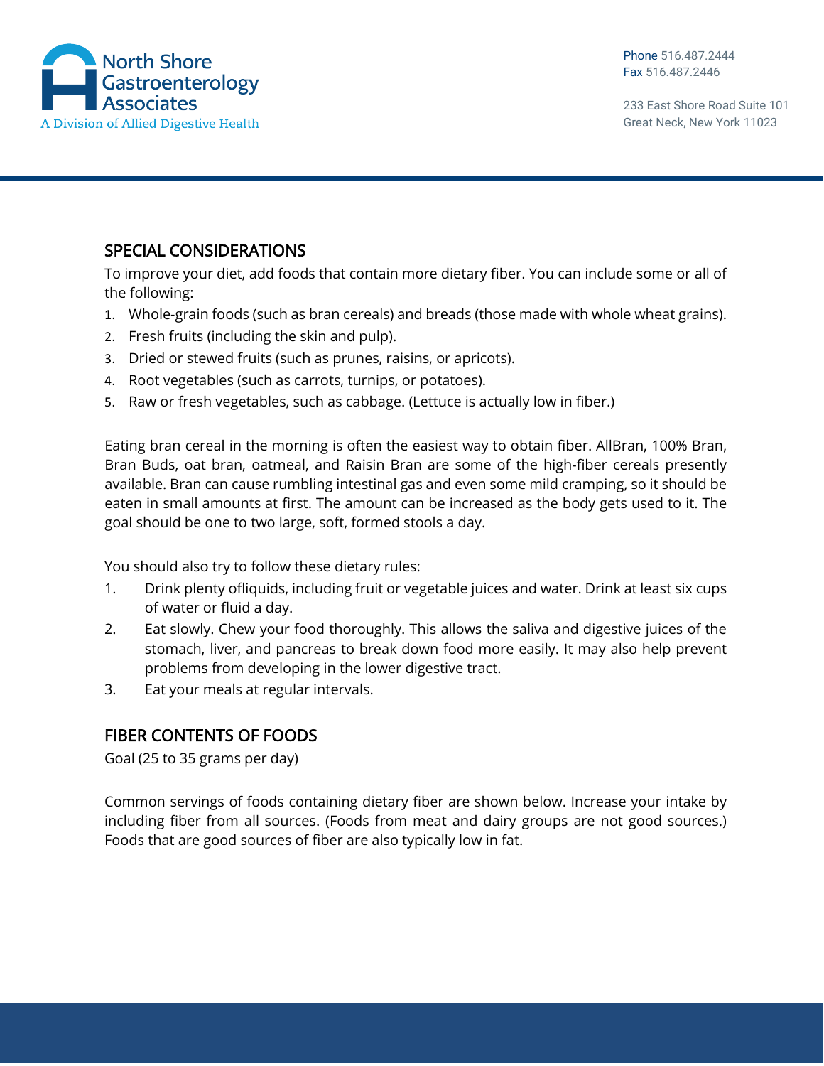## SPECIAL CONSIDERATIONS

To improve your diet, add foods that contain more dietary fiber. You can include some or all of the following:

1. Whole-grain foods (such as bran cereals) and breads (those made with whole wheat grains).
2. Fresh fruits (including the skin and pulp).
3. Dried or stewed fruits (such as prunes, raisins, or apricots).
4. Root vegetables (such as carrots, turnips, or potatoes).
5. Raw or fresh vegetables, such as cabbage. (Lettuce is actually low in fiber.)

Eating bran cereal in the morning is often the easiest way to obtain fiber. AllBran, 100% Bran, Bran Buds, oat bran, oatmeal, and Raisin Bran are some of the high-fiber cereals presently available. Bran can cause rumbling intestinal gas and even some mild cramping, so it should be eaten in small amounts at first. The amount can be increased as the body gets used to it. The goal should be one to two large, soft, formed stools a day.

You should also try to follow these dietary rules:

1. Drink plenty ofliquids, including fruit or vegetable juices and water. Drink at least six cups of water or fluid a day.
2. Eat slowly. Chew your food thoroughly. This allows the saliva and digestive juices of the stomach, liver, and pancreas to break down food more easily. It may also help prevent problems from developing in the lower digestive tract.
3. Eat your meals at regular intervals.

## FIBER CONTENTS OF FOODS

Goal (25 to 35 grams per day)

Common servings of foods containing dietary fiber are shown below. Increase your intake by including fiber from all sources. (Foods from meat and dairy groups are not good sources.) Foods that are good sources of fiber are also typically low in fat.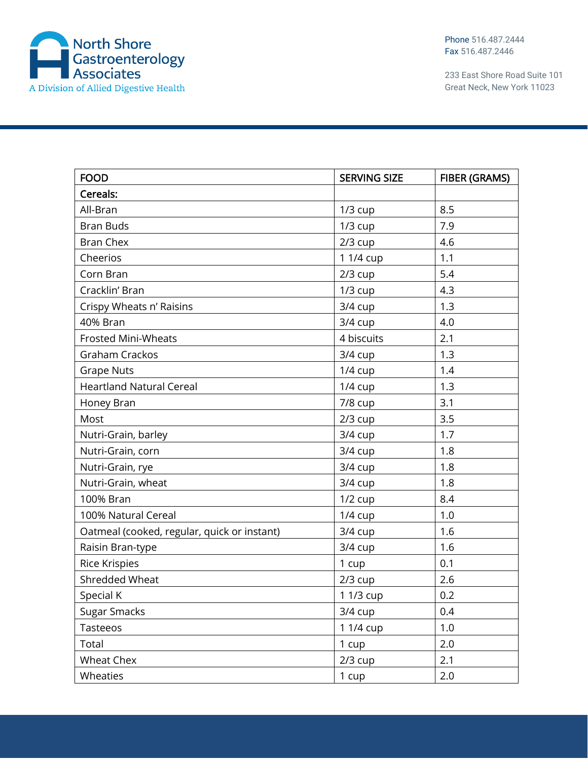| FOOD | SERVING SIZE | FIBER (GRAMS) |
|---|---|---|
| **Cereals:** | | |
| All-Bran | 1/3 cup | 8.5 |
| Bran Buds | 1/3 cup | 7.9 |
| Bran Chex | 2/3 cup | 4.6 |
| Cheerios | 1 1/4 cup | 1.1 |
| Corn Bran | 2/3 cup | 5.4 |
| Cracklin' Bran | 1/3 cup | 4.3 |
| Crispy Wheats n' Raisins | 3/4 cup | 1.3 |
| 40% Bran | 3/4 cup | 4.0 |
| Frosted Mini-Wheats | 4 biscuits | 2.1 |
| Graham Crackos | 3/4 cup | 1.3 |
| Grape Nuts | 1/4 cup | 1.4 |
| Heartland Natural Cereal | 1/4 cup | 1.3 |
| Honey Bran | 7/8 cup | 3.1 |
| Most | 2/3 cup | 3.5 |
| Nutri-Grain, barley | 3/4 cup | 1.7 |
| Nutri-Grain, corn | 3/4 cup | 1.8 |
| Nutri-Grain, rye | 3/4 cup | 1.8 |
| Nutri-Grain, wheat | 3/4 cup | 1.8 |
| 100% Bran | 1/2 cup | 8.4 |
| 100% Natural Cereal | 1/4 cup | 1.0 |
| Oatmeal (cooked, regular, quick or instant) | 3/4 cup | 1.6 |
| Raisin Bran-type | 3/4 cup | 1.6 |
| Rice Krispies | 1 cup | 0.1 |
| Shredded Wheat | 2/3 cup | 2.6 |
| Special K | 1 1/3 cup | 0.2 |
| Sugar Smacks | 3/4 cup | 0.4 |
| Tasteeos | 1 1/4 cup | 1.0 |
| Total | 1 cup | 2.0 |
| Wheat Chex | 2/3 cup | 2.1 |
| Wheaties | 1 cup | 2.0 |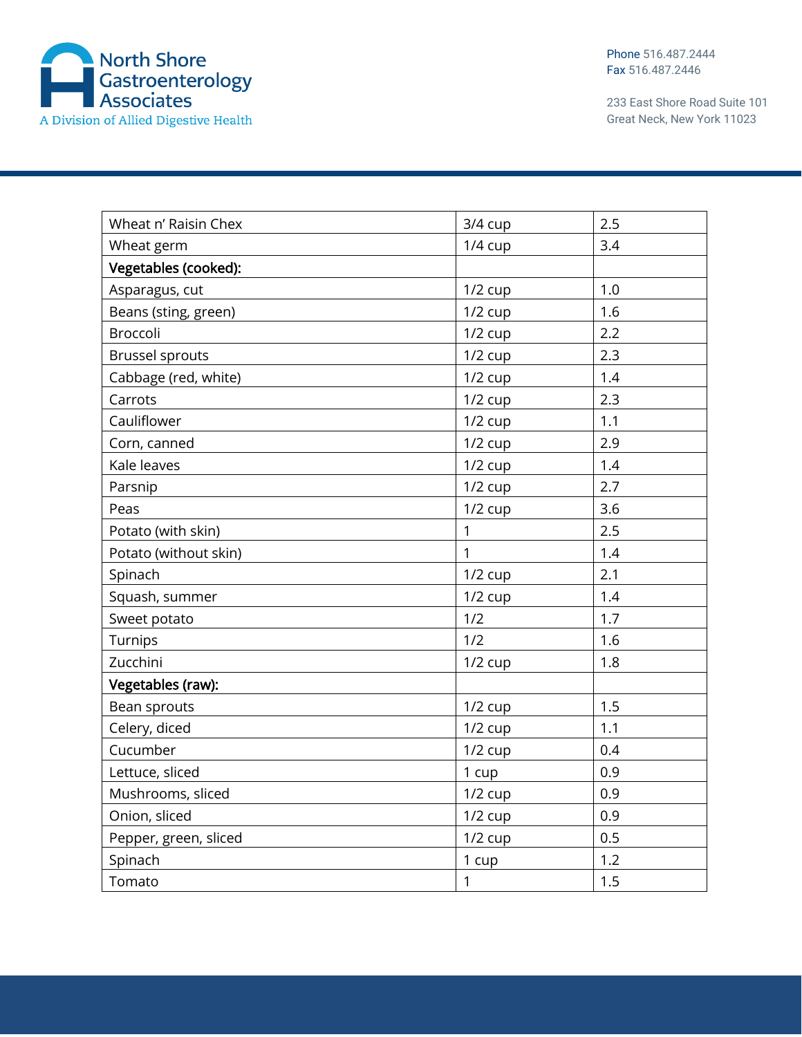| Wheat n' Raisin Chex | 3/4 cup | 2.5 |
|---|---|---|
| Wheat germ | 1/4 cup | 3.4 |
| **Vegetables (cooked):** | | |
| Asparagus, cut | 1/2 cup | 1.0 |
| Beans (sting, green) | 1/2 cup | 1.6 |
| Broccoli | 1/2 cup | 2.2 |
| Brussel sprouts | 1/2 cup | 2.3 |
| Cabbage (red, white) | 1/2 cup | 1.4 |
| Carrots | 1/2 cup | 2.3 |
| Cauliflower | 1/2 cup | 1.1 |
| Corn, canned | 1/2 cup | 2.9 |
| Kale leaves | 1/2 cup | 1.4 |
| Parsnip | 1/2 cup | 2.7 |
| Peas | 1/2 cup | 3.6 |
| Potato (with skin) | 1 | 2.5 |
| Potato (without skin) | 1 | 1.4 |
| Spinach | 1/2 cup | 2.1 |
| Squash, summer | 1/2 cup | 1.4 |
| Sweet potato | 1/2 | 1.7 |
| Turnips | 1/2 | 1.6 |
| Zucchini | 1/2 cup | 1.8 |
| **Vegetables (raw):** | | |
| Bean sprouts | 1/2 cup | 1.5 |
| Celery, diced | 1/2 cup | 1.1 |
| Cucumber | 1/2 cup | 0.4 |
| Lettuce, sliced | 1 cup | 0.9 |
| Mushrooms, sliced | 1/2 cup | 0.9 |
| Onion, sliced | 1/2 cup | 0.9 |
| Pepper, green, sliced | 1/2 cup | 0.5 |
| Spinach | 1 cup | 1.2 |
| Tomato | 1 | 1.5 |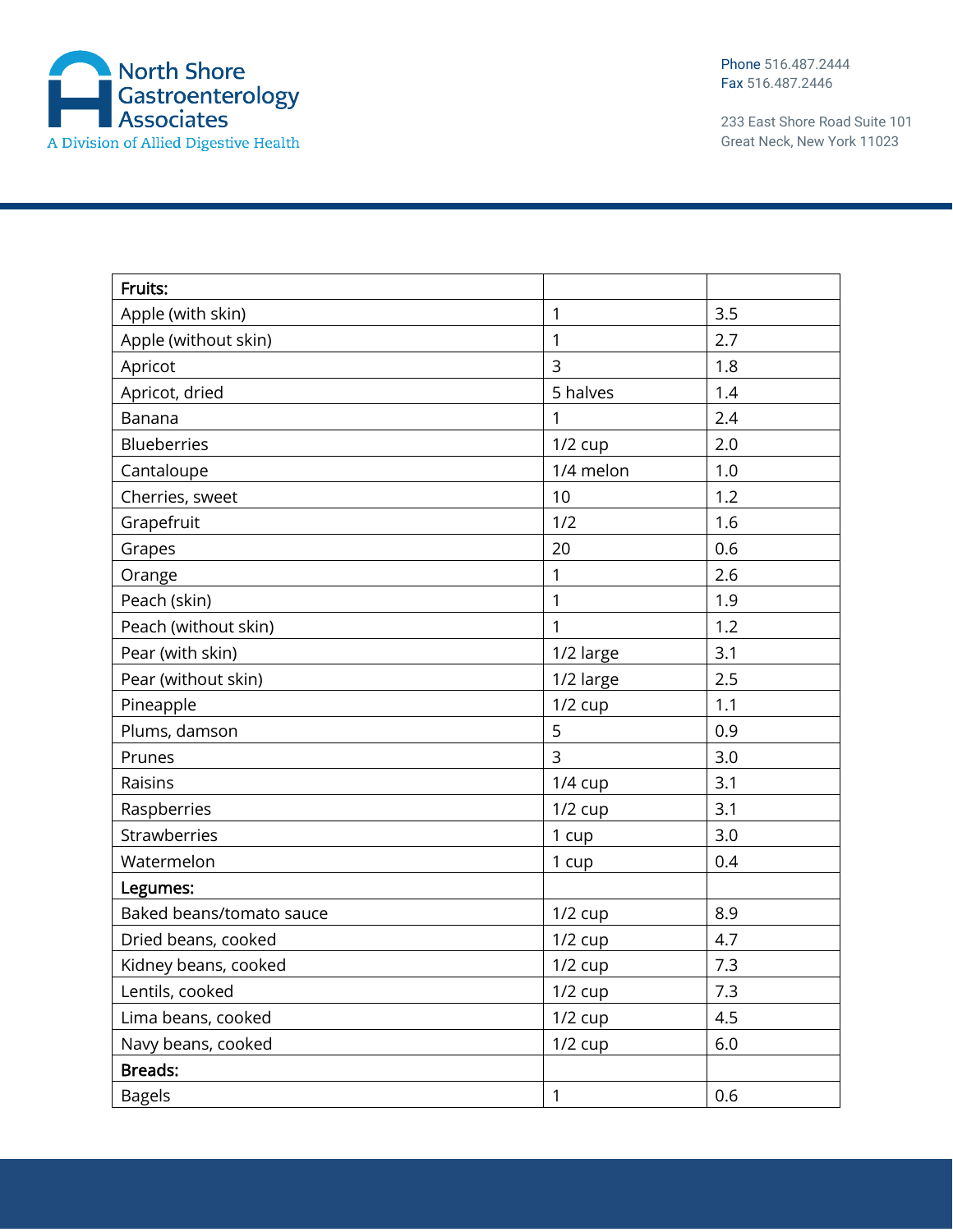| Fruits: | | |
|---|---|---|
| Apple (with skin) | 1 | 3.5 |
| Apple (without skin) | 1 | 2.7 |
| Apricot | 3 | 1.8 |
| Apricot, dried | 5 halves | 1.4 |
| Banana | 1 | 2.4 |
| Blueberries | 1/2 cup | 2.0 |
| Cantaloupe | 1/4 melon | 1.0 |
| Cherries, sweet | 10 | 1.2 |
| Grapefruit | 1/2 | 1.6 |
| Grapes | 20 | 0.6 |
| Orange | 1 | 2.6 |
| Peach (skin) | 1 | 1.9 |
| Peach (without skin) | 1 | 1.2 |
| Pear (with skin) | 1/2 large | 3.1 |
| Pear (without skin) | 1/2 large | 2.5 |
| Pineapple | 1/2 cup | 1.1 |
| Plums, damson | 5 | 0.9 |
| Prunes | 3 | 3.0 |
| Raisins | 1/4 cup | 3.1 |
| Raspberries | 1/2 cup | 3.1 |
| Strawberries | 1 cup | 3.0 |
| Watermelon | 1 cup | 0.4 |
| **Legumes:** | | |
| Baked beans/tomato sauce | 1/2 cup | 8.9 |
| Dried beans, cooked | 1/2 cup | 4.7 |
| Kidney beans, cooked | 1/2 cup | 7.3 |
| Lentils, cooked | 1/2 cup | 7.3 |
| Lima beans, cooked | 1/2 cup | 4.5 |
| Navy beans, cooked | 1/2 cup | 6.0 |
| **Breads:** | | |
| Bagels | 1 | 0.6 |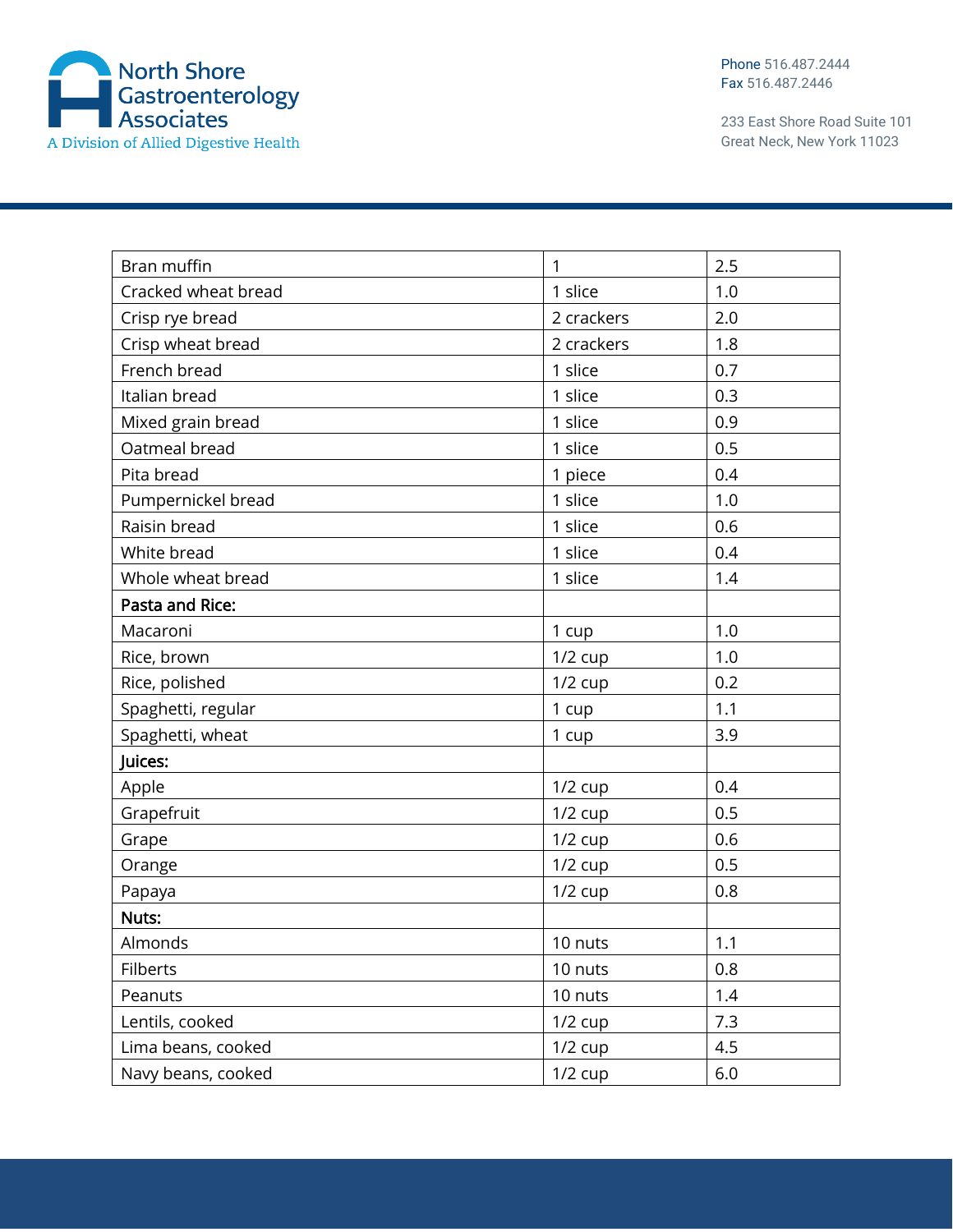| Bran muffin | 1 | 2.5 |
|---|---|---|
| Cracked wheat bread | 1 slice | 1.0 |
| Crisp rye bread | 2 crackers | 2.0 |
| Crisp wheat bread | 2 crackers | 1.8 |
| French bread | 1 slice | 0.7 |
| Italian bread | 1 slice | 0.3 |
| Mixed grain bread | 1 slice | 0.9 |
| Oatmeal bread | 1 slice | 0.5 |
| Pita bread | 1 piece | 0.4 |
| Pumpernickel bread | 1 slice | 1.0 |
| Raisin bread | 1 slice | 0.6 |
| White bread | 1 slice | 0.4 |
| Whole wheat bread | 1 slice | 1.4 |
| **Pasta and Rice:** | | |
| Macaroni | 1 cup | 1.0 |
| Rice, brown | 1/2 cup | 1.0 |
| Rice, polished | 1/2 cup | 0.2 |
| Spaghetti, regular | 1 cup | 1.1 |
| Spaghetti, wheat | 1 cup | 3.9 |
| **Juices:** | | |
| Apple | 1/2 cup | 0.4 |
| Grapefruit | 1/2 cup | 0.5 |
| Grape | 1/2 cup | 0.6 |
| Orange | 1/2 cup | 0.5 |
| Papaya | 1/2 cup | 0.8 |
| **Nuts:** | | |
| Almonds | 10 nuts | 1.1 |
| Filberts | 10 nuts | 0.8 |
| Peanuts | 10 nuts | 1.4 |
| Lentils, cooked | 1/2 cup | 7.3 |
| Lima beans, cooked | 1/2 cup | 4.5 |
| Navy beans, cooked | 1/2 cup | 6.0 |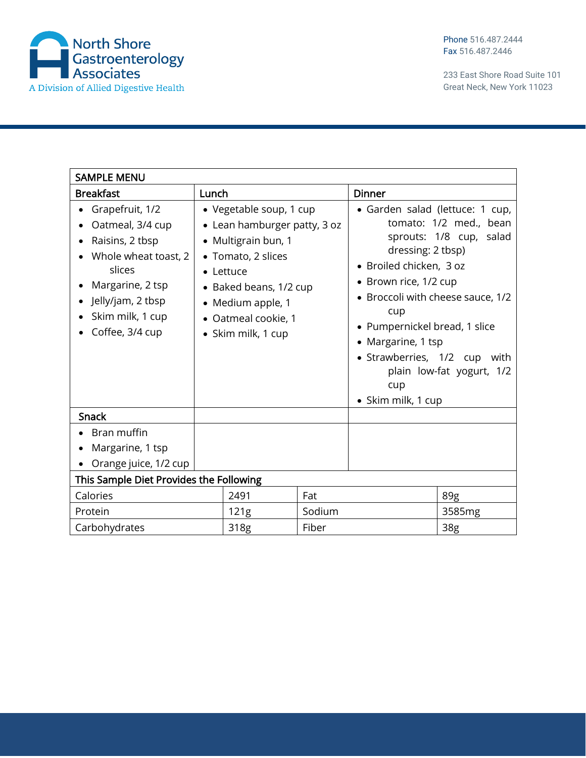| SAMPLE MENU | | |
|---|---|---|
| **Breakfast** | **Lunch** | **Dinner** |
| • Grapefruit, 1/2<br>• Oatmeal, 3/4 cup<br>• Raisins, 2 tbsp<br>• Whole wheat toast, 2 slices<br>• Margarine, 2 tsp<br>• Jelly/jam, 2 tbsp<br>• Skim milk, 1 cup<br>• Coffee, 3/4 cup | • Vegetable soup, 1 cup<br>• Lean hamburger patty, 3 oz<br>• Multigrain bun, 1<br>• Tomato, 2 slices<br>• Lettuce<br>• Baked beans, 1/2 cup<br>• Medium apple, 1<br>• Oatmeal cookie, 1<br>• Skim milk, 1 cup | • Garden salad (lettuce: 1 cup, tomato: 1/2 med., bean sprouts: 1/8 cup, salad dressing: 2 tbsp)<br>• Broiled chicken, 3 oz<br>• Brown rice, 1/2 cup<br>• Broccoli with cheese sauce, 1/2 cup<br>• Pumpernickel bread, 1 slice<br>• Margarine, 1 tsp<br>• Strawberries, 1/2 cup with plain low-fat yogurt, 1/2 cup<br>• Skim milk, 1 cup |
| **Snack** | | |
| • Bran muffin<br>• Margarine, 1 tsp<br>• Orange juice, 1/2 cup | | |

| This Sample Diet Provides the Following | | | |
|---|---|---|---|
| Calories | 2491 | Fat | 89g |
| Protein | 121g | Sodium | 3585mg |
| Carbohydrates | 318g | Fiber | 38g |